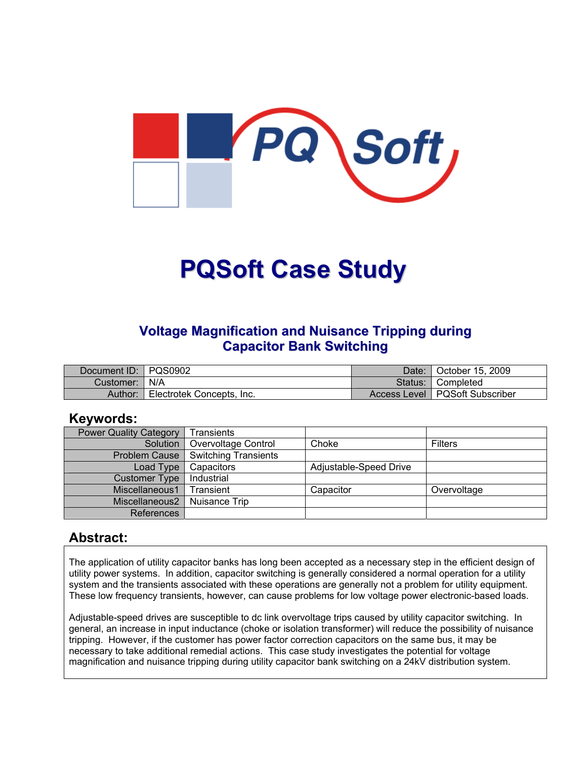# PQSoft Case Study

## Voltage Magnification and Nuisance Tripping during Capacitor Bank Switching

| Document ID: | PQS0902 | Date: | October 15, 2009 |
|---|---|---|---|
| Customer: | N/A | Status: | Completed |
| Author: | Electrotek Concepts, Inc. | Access Level | PQSoft Subscriber |

## Keywords:

| Power Quality Category | Transients | | |
|---|---|---|---|
| Solution | Overvoltage Control | Choke | Filters |
| Problem Cause | Switching Transients | | |
| Load Type | Capacitors | Adjustable-Speed Drive | |
| Customer Type | Industrial | | |
| Miscellaneous1 | Transient | Capacitor | Overvoltage |
| Miscellaneous2 | Nuisance Trip | | |
| References | | | |

## Abstract:

The application of utility capacitor banks has long been accepted as a necessary step in the efficient design of utility power systems. In addition, capacitor switching is generally considered a normal operation for a utility system and the transients associated with these operations are generally not a problem for utility equipment. These low frequency transients, however, can cause problems for low voltage power electronic-based loads.

Adjustable-speed drives are susceptible to dc link overvoltage trips caused by utility capacitor switching. In general, an increase in input inductance (choke or isolation transformer) will reduce the possibility of nuisance tripping. However, if the customer has power factor correction capacitors on the same bus, it may be necessary to take additional remedial actions. This case study investigates the potential for voltage magnification and nuisance tripping during utility capacitor bank switching on a 24kV distribution system.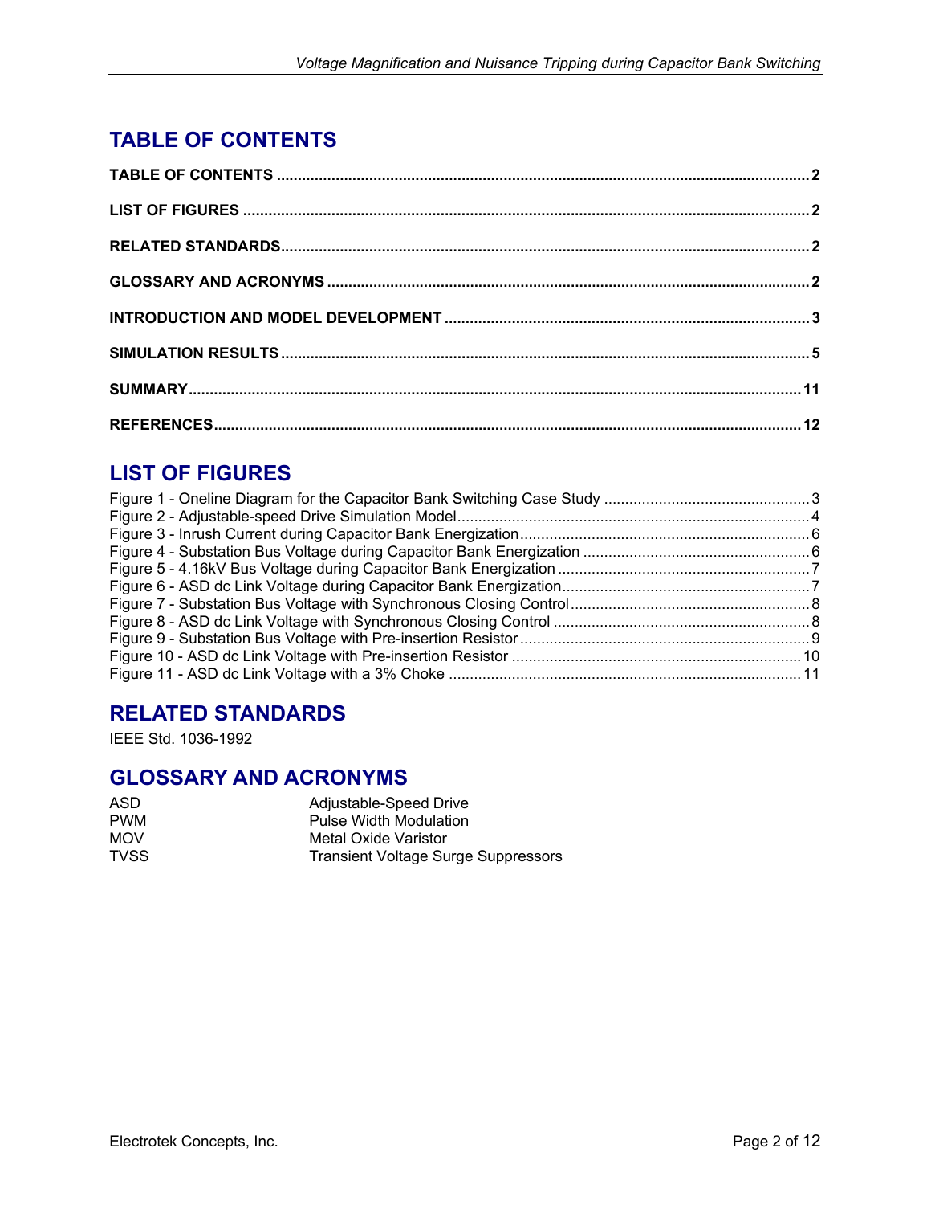# TABLE OF CONTENTS

**TABLE OF CONTENTS** .............................................................................................................................. **2**

**LIST OF FIGURES** .................................................................................................................................... **2**

**RELATED STANDARDS**............................................................................................................................. **2**

**GLOSSARY AND ACRONYMS** .................................................................................................................. **2**

**INTRODUCTION AND MODEL DEVELOPMENT** ...................................................................................... **3**

**SIMULATION RESULTS** ............................................................................................................................ **5**

**SUMMARY**................................................................................................................................................ **11**

**REFERENCES**........................................................................................................................................... **12**

# LIST OF FIGURES

Figure 1 - Oneline Diagram for the Capacitor Bank Switching Case Study ................................................. 3
Figure 2 - Adjustable-speed Drive Simulation Model.................................................................................... 4
Figure 3 - Inrush Current during Capacitor Bank Energization..................................................................... 6
Figure 4 - Substation Bus Voltage during Capacitor Bank Energization ...................................................... 6
Figure 5 - 4.16kV Bus Voltage during Capacitor Bank Energization ............................................................ 7
Figure 6 - ASD dc Link Voltage during Capacitor Bank Energization........................................................... 7
Figure 7 - Substation Bus Voltage with Synchronous Closing Control......................................................... 8
Figure 8 - ASD dc Link Voltage with Synchronous Closing Control ............................................................. 8
Figure 9 - Substation Bus Voltage with Pre-insertion Resistor ..................................................................... 9
Figure 10 - ASD dc Link Voltage with Pre-insertion Resistor ..................................................................... 10
Figure 11 - ASD dc Link Voltage with a 3% Choke ................................................................................... 11

# RELATED STANDARDS

IEEE Std. 1036-1992

# GLOSSARY AND ACRONYMS

| | |
|---|---|
| ASD | Adjustable-Speed Drive |
| PWM | Pulse Width Modulation |
| MOV | Metal Oxide Varistor |
| TVSS | Transient Voltage Surge Suppressors |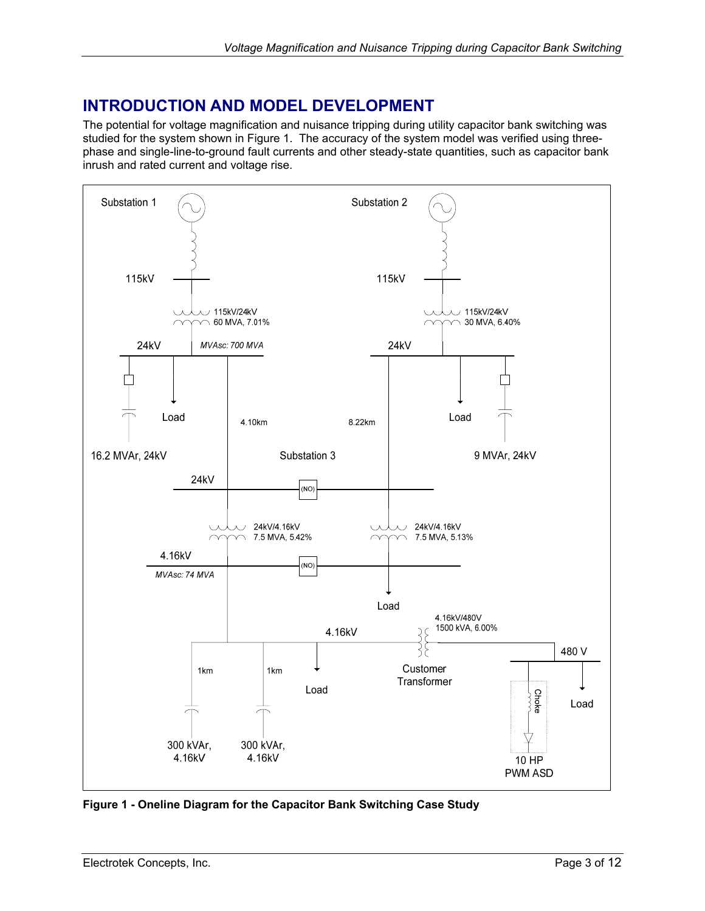# INTRODUCTION AND MODEL DEVELOPMENT

The potential for voltage magnification and nuisance tripping during utility capacitor bank switching was studied for the system shown in Figure 1. The accuracy of the system model was verified using three-phase and single-line-to-ground fault currents and other steady-state quantities, such as capacitor bank inrush and rated current and voltage rise.

Substation 1

115kV

115kV/24kV
60 MVA, 7.01%

24kV

*MVAsc: 700 MVA*

Load

16.2 MVAr, 24kV

4.10km

Substation 2

115kV

115kV/24kV
30 MVA, 6.40%

24kV

8.22km

Load

9 MVAr, 24kV

Substation 3

24kV

(NO)

24kV/4.16kV
7.5 MVA, 5.42%

24kV/4.16kV
7.5 MVA, 5.13%

4.16kV

*MVAsc: 74 MVA*

(NO)

Load

4.16kV

4.16kV/480V
1500 kVA, 6.00%

Customer
Transformer

480 V

1km

1km

Load

300 kVAr,
4.16kV

300 kVAr,
4.16kV

Choke

10 HP
PWM ASD

Load

**Figure 1 - Oneline Diagram for the Capacitor Bank Switching Case Study**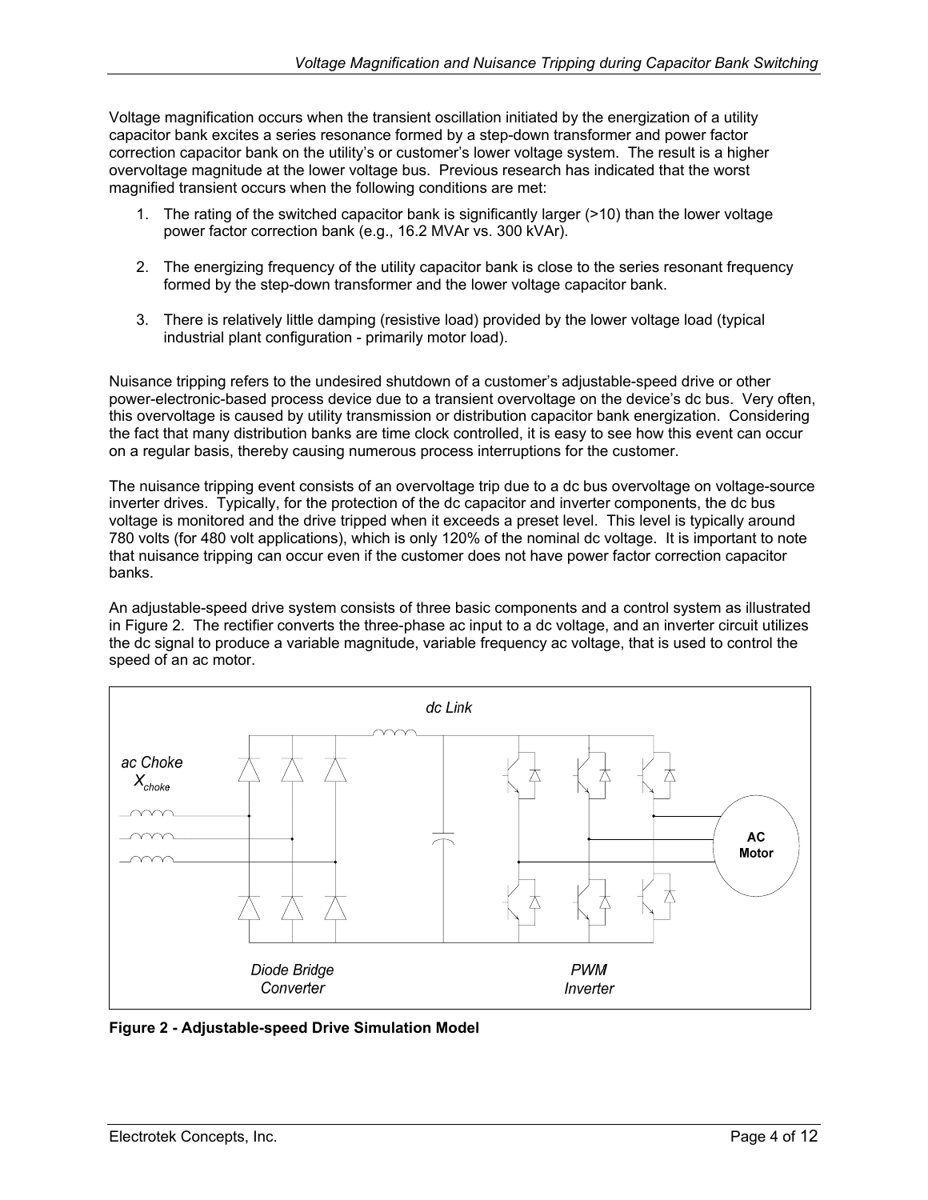Voltage magnification occurs when the transient oscillation initiated by the energization of a utility capacitor bank excites a series resonance formed by a step-down transformer and power factor correction capacitor bank on the utility's or customer's lower voltage system. The result is a higher overvoltage magnitude at the lower voltage bus. Previous research has indicated that the worst magnified transient occurs when the following conditions are met:

1. The rating of the switched capacitor bank is significantly larger (>10) than the lower voltage power factor correction bank (e.g., 16.2 MVAr vs. 300 kVAr).

2. The energizing frequency of the utility capacitor bank is close to the series resonant frequency formed by the step-down transformer and the lower voltage capacitor bank.

3. There is relatively little damping (resistive load) provided by the lower voltage load (typical industrial plant configuration - primarily motor load).

Nuisance tripping refers to the undesired shutdown of a customer's adjustable-speed drive or other power-electronic-based process device due to a transient overvoltage on the device's dc bus. Very often, this overvoltage is caused by utility transmission or distribution capacitor bank energization. Considering the fact that many distribution banks are time clock controlled, it is easy to see how this event can occur on a regular basis, thereby causing numerous process interruptions for the customer.

The nuisance tripping event consists of an overvoltage trip due to a dc bus overvoltage on voltage-source inverter drives. Typically, for the protection of the dc capacitor and inverter components, the dc bus voltage is monitored and the drive tripped when it exceeds a preset level. This level is typically around 780 volts (for 480 volt applications), which is only 120% of the nominal dc voltage. It is important to note that nuisance tripping can occur even if the customer does not have power factor correction capacitor banks.

An adjustable-speed drive system consists of three basic components and a control system as illustrated in Figure 2. The rectifier converts the three-phase ac input to a dc voltage, and an inverter circuit utilizes the dc signal to produce a variable magnitude, variable frequency ac voltage, that is used to control the speed of an ac motor.

*dc Link*

*ac Choke* $X_{choke}$

**AC Motor**

*Diode Bridge Converter*

*PWM Inverter*

**Figure 2 - Adjustable-speed Drive Simulation Model**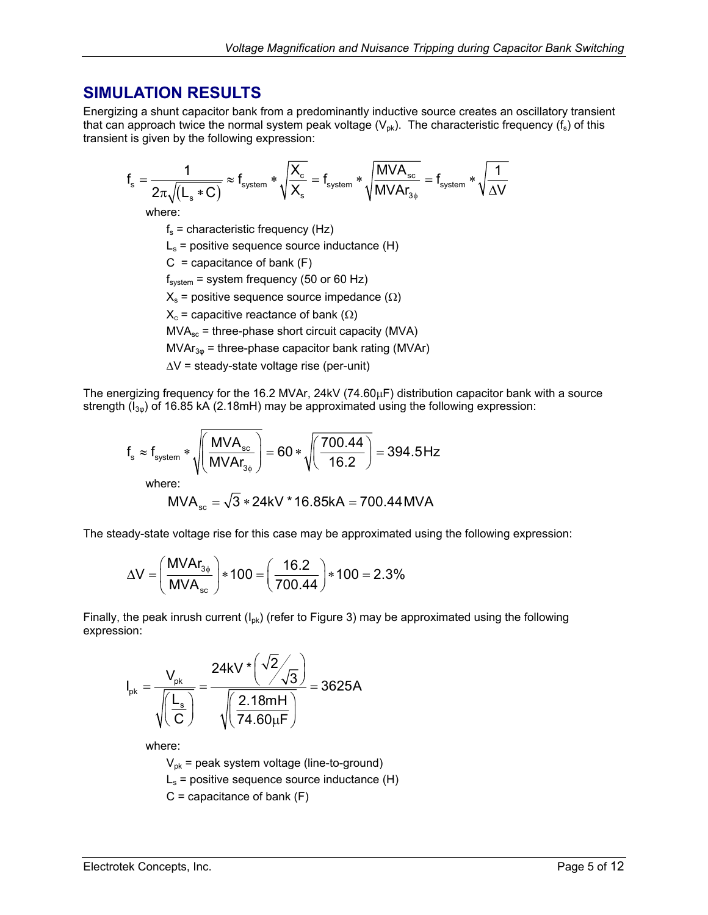## SIMULATION RESULTS

Energizing a shunt capacitor bank from a predominantly inductive source creates an oscillatory transient that can approach twice the normal system peak voltage ($V_{pk}$). The characteristic frequency ($f_s$) of this transient is given by the following expression:

$$f_s = \frac{1}{2\pi\sqrt{(L_s * C)}} \approx f_{system} * \sqrt{\frac{X_c}{X_s}} = f_{system} * \sqrt{\frac{MVA_{sc}}{MVAr_{3\phi}}} = f_{system} * \sqrt{\frac{1}{\Delta V}}$$

where:

- $f_s$ = characteristic frequency (Hz)
- $L_s$ = positive sequence source inductance (H)
- $C$ = capacitance of bank (F)
- $f_{system}$ = system frequency (50 or 60 Hz)
- $X_s$ = positive sequence source impedance ($\Omega$)
- $X_c$ = capacitive reactance of bank ($\Omega$)
- $MVA_{sc}$ = three-phase short circuit capacity (MVA)
- $MVAr_{3\phi}$ = three-phase capacitor bank rating (MVAr)
- $\Delta V$ = steady-state voltage rise (per-unit)

The energizing frequency for the 16.2 MVAr, 24kV (74.60μF) distribution capacitor bank with a source strength ($I_{3\phi}$) of 16.85 kA (2.18mH) may be approximated using the following expression:

$$f_s \approx f_{system} * \sqrt{\left(\frac{MVA_{sc}}{MVAr_{3\phi}}\right)} = 60 * \sqrt{\left(\frac{700.44}{16.2}\right)} = 394.5\,\text{Hz}$$

where:

$$MVA_{sc} = \sqrt{3} * 24\text{kV} * 16.85\text{kA} = 700.44\,\text{MVA}$$

The steady-state voltage rise for this case may be approximated using the following expression:

$$\Delta V = \left(\frac{MVAr_{3\phi}}{MVA_{sc}}\right) * 100 = \left(\frac{16.2}{700.44}\right) * 100 = 2.3\%$$

Finally, the peak inrush current ($I_{pk}$) (refer to Figure 3) may be approximated using the following expression:

$$I_{pk} = \frac{V_{pk}}{\sqrt{\left(\frac{L_s}{C}\right)}} = \frac{24\text{kV} * \left(\sqrt{2}/\sqrt{3}\right)}{\sqrt{\left(\frac{2.18\text{mH}}{74.60\mu\text{F}}\right)}} = 3625\text{A}$$

where:

- $V_{pk}$ = peak system voltage (line-to-ground)
- $L_s$ = positive sequence source inductance (H)
- $C$ = capacitance of bank (F)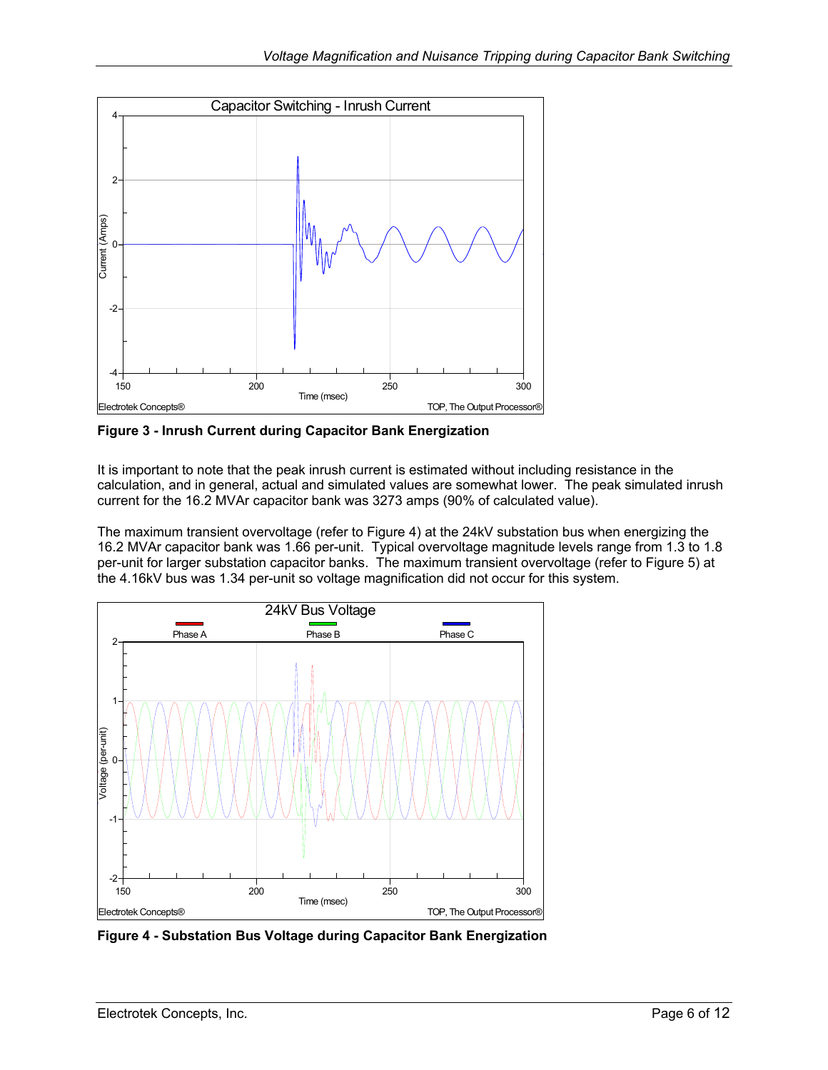**Figure 3 - Inrush Current during Capacitor Bank Energization**

It is important to note that the peak inrush current is estimated without including resistance in the calculation, and in general, actual and simulated values are somewhat lower. The peak simulated inrush current for the 16.2 MVAr capacitor bank was 3273 amps (90% of calculated value).

The maximum transient overvoltage (refer to Figure 4) at the 24kV substation bus when energizing the 16.2 MVAr capacitor bank was 1.66 per-unit. Typical overvoltage magnitude levels range from 1.3 to 1.8 per-unit for larger substation capacitor banks. The maximum transient overvoltage (refer to Figure 5) at the 4.16kV bus was 1.34 per-unit so voltage magnification did not occur for this system.

**Figure 4 - Substation Bus Voltage during Capacitor Bank Energization**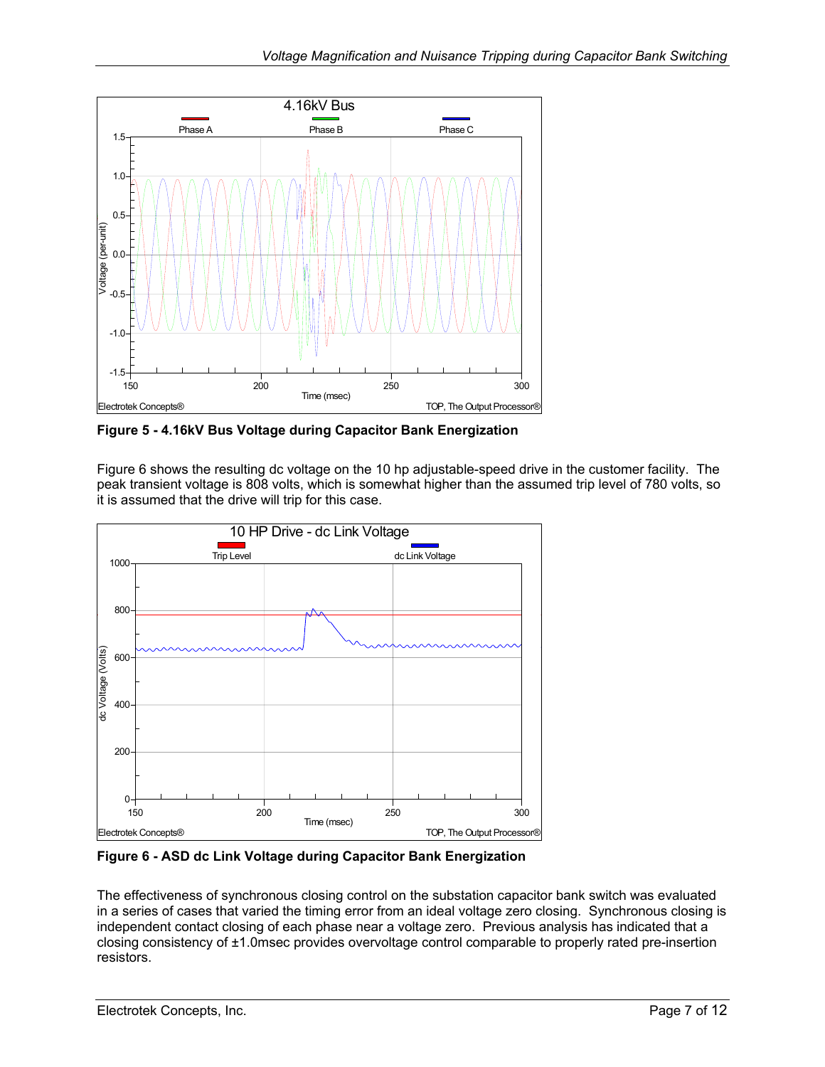**Figure 5 - 4.16kV Bus Voltage during Capacitor Bank Energization**

Figure 6 shows the resulting dc voltage on the 10 hp adjustable-speed drive in the customer facility. The peak transient voltage is 808 volts, which is somewhat higher than the assumed trip level of 780 volts, so it is assumed that the drive will trip for this case.

**Figure 6 - ASD dc Link Voltage during Capacitor Bank Energization**

The effectiveness of synchronous closing control on the substation capacitor bank switch was evaluated in a series of cases that varied the timing error from an ideal voltage zero closing. Synchronous closing is independent contact closing of each phase near a voltage zero. Previous analysis has indicated that a closing consistency of ±1.0msec provides overvoltage control comparable to properly rated pre-insertion resistors.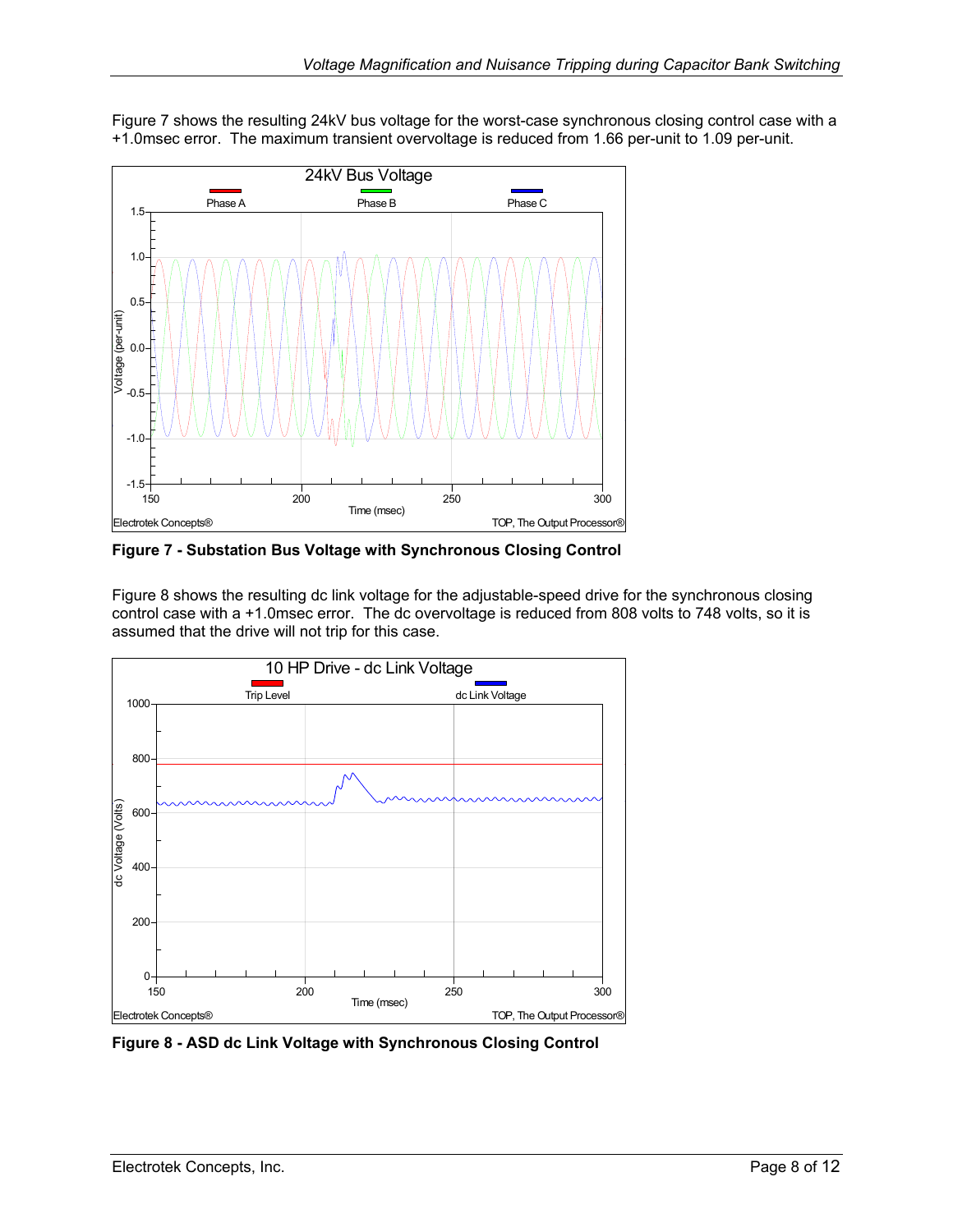Figure 7 shows the resulting 24kV bus voltage for the worst-case synchronous closing control case with a +1.0msec error. The maximum transient overvoltage is reduced from 1.66 per-unit to 1.09 per-unit.

**Figure 7 - Substation Bus Voltage with Synchronous Closing Control**

Figure 8 shows the resulting dc link voltage for the adjustable-speed drive for the synchronous closing control case with a +1.0msec error. The dc overvoltage is reduced from 808 volts to 748 volts, so it is assumed that the drive will not trip for this case.

**Figure 8 - ASD dc Link Voltage with Synchronous Closing Control**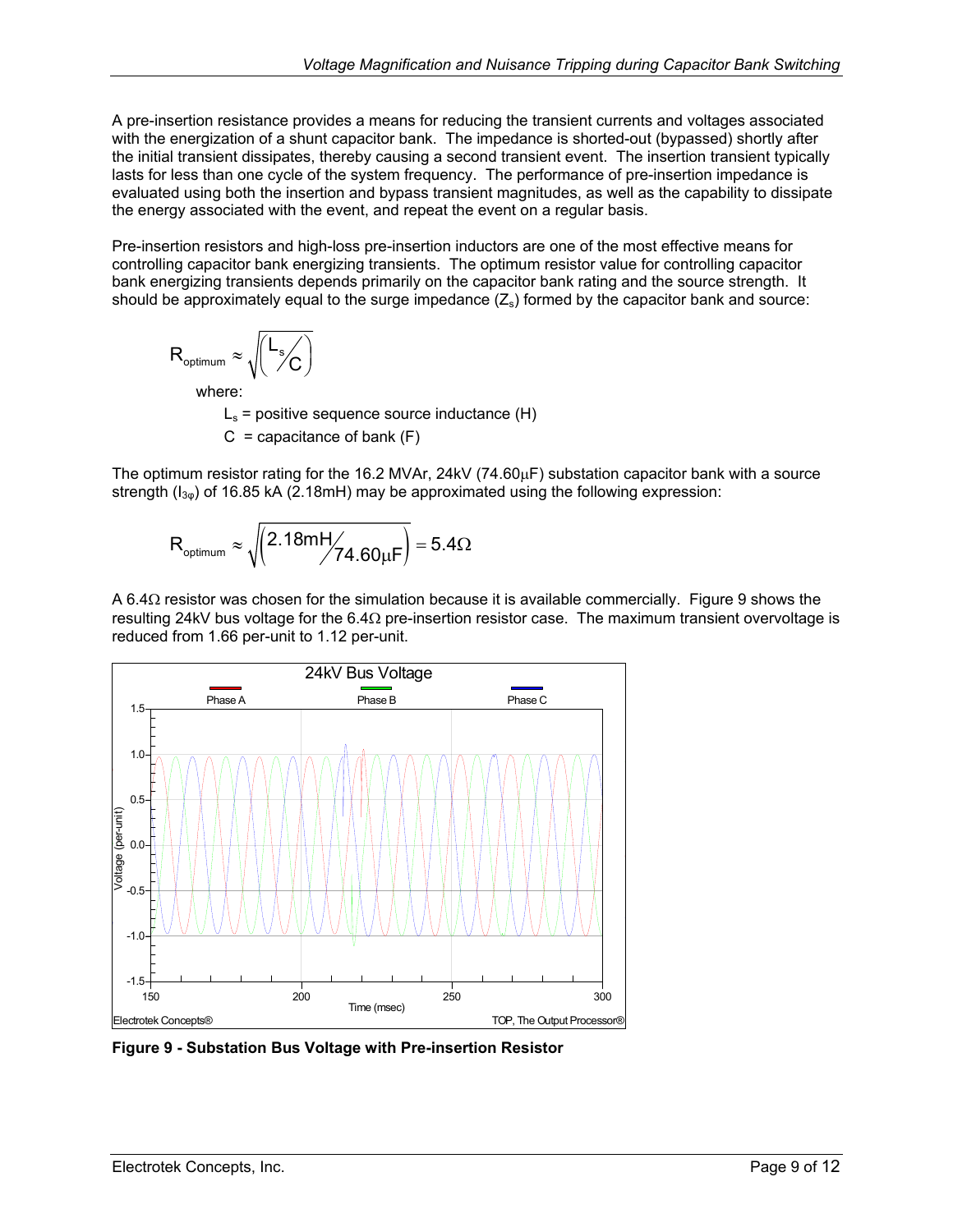A pre-insertion resistance provides a means for reducing the transient currents and voltages associated with the energization of a shunt capacitor bank. The impedance is shorted-out (bypassed) shortly after the initial transient dissipates, thereby causing a second transient event. The insertion transient typically lasts for less than one cycle of the system frequency. The performance of pre-insertion impedance is evaluated using both the insertion and bypass transient magnitudes, as well as the capability to dissipate the energy associated with the event, and repeat the event on a regular basis.

Pre-insertion resistors and high-loss pre-insertion inductors are one of the most effective means for controlling capacitor bank energizing transients. The optimum resistor value for controlling capacitor bank energizing transients depends primarily on the capacitor bank rating and the source strength. It should be approximately equal to the surge impedance ($Z_s$) formed by the capacitor bank and source:

$$R_{optimum} \approx \sqrt{\left( L_s / C \right)}$$

where:

$L_s$ = positive sequence source inductance (H)

$C$ = capacitance of bank (F)

The optimum resistor rating for the 16.2 MVAr, 24kV (74.60μF) substation capacitor bank with a source strength ($I_{3\phi}$) of 16.85 kA (2.18mH) may be approximated using the following expression:

$$R_{optimum} \approx \sqrt{\left( 2.18\text{mH} / 74.60\mu\text{F} \right)} = 5.4\Omega$$

A 6.4Ω resistor was chosen for the simulation because it is available commercially. Figure 9 shows the resulting 24kV bus voltage for the 6.4Ω pre-insertion resistor case. The maximum transient overvoltage is reduced from 1.66 per-unit to 1.12 per-unit.

**Figure 9 - Substation Bus Voltage with Pre-insertion Resistor**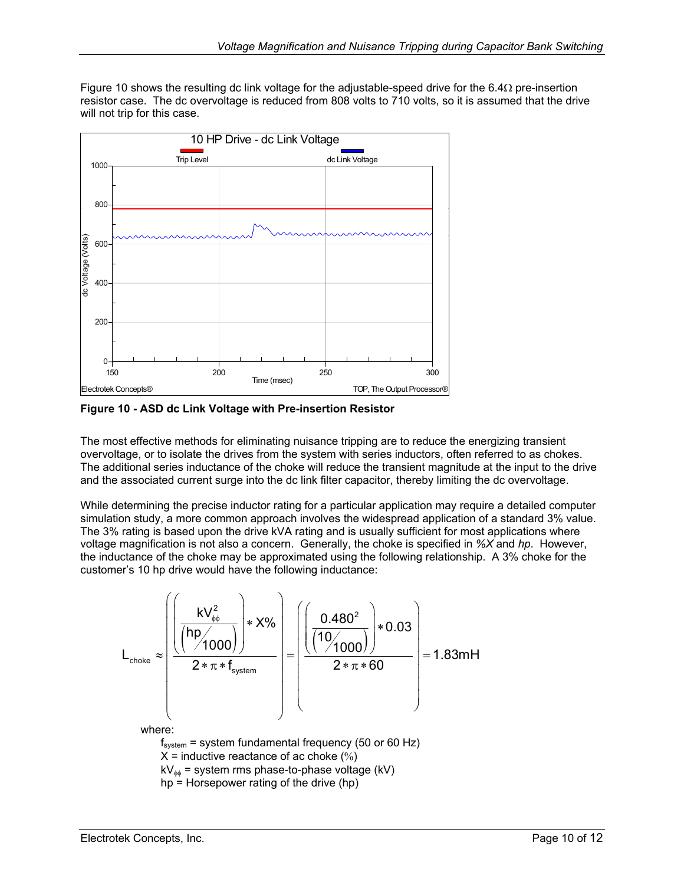Figure 10 shows the resulting dc link voltage for the adjustable-speed drive for the 6.4Ω pre-insertion resistor case. The dc overvoltage is reduced from 808 volts to 710 volts, so it is assumed that the drive will not trip for this case.

**Figure 10 - ASD dc Link Voltage with Pre-insertion Resistor**

The most effective methods for eliminating nuisance tripping are to reduce the energizing transient overvoltage, or to isolate the drives from the system with series inductors, often referred to as chokes. The additional series inductance of the choke will reduce the transient magnitude at the input to the drive and the associated current surge into the dc link filter capacitor, thereby limiting the dc overvoltage.

While determining the precise inductor rating for a particular application may require a detailed computer simulation study, a more common approach involves the widespread application of a standard 3% value. The 3% rating is based upon the drive kVA rating and is usually sufficient for most applications where voltage magnification is not also a concern. Generally, the choke is specified in *%X* and *hp*. However, the inductance of the choke may be approximated using the following relationship. A 3% choke for the customer's 10 hp drive would have the following inductance:

$$L_{choke} \approx \left( \frac{\left( \frac{kV_{\phi\phi}^2}{\left( hp/1000 \right)} \right) * X\%}{2 * \pi * f_{system}} \right) = \left( \frac{\left( \frac{0.480^2}{\left( 10/1000 \right)} \right) * 0.03}{2 * \pi * 60} \right) = 1.83\text{mH}$$

where:

$f_{system}$ = system fundamental frequency (50 or 60 Hz)
X = inductive reactance of ac choke (%)
$kV_{\phi\phi}$ = system rms phase-to-phase voltage (kV)
hp = Horsepower rating of the drive (hp)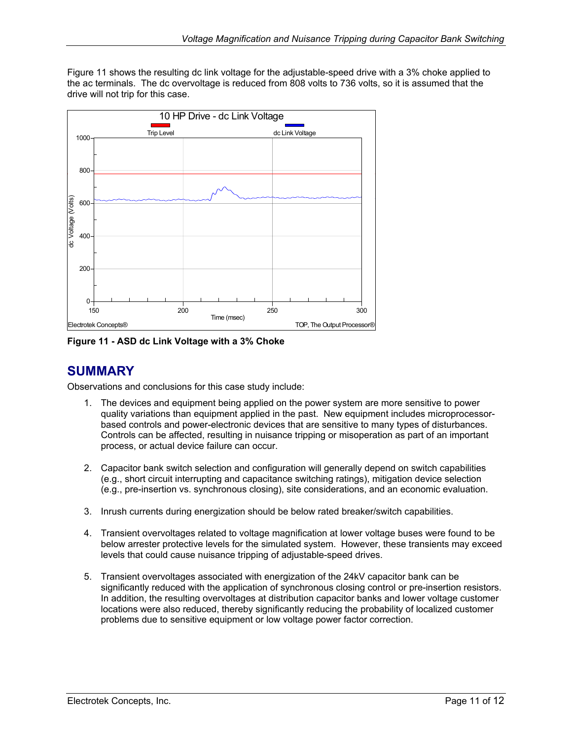Figure 11 shows the resulting dc link voltage for the adjustable-speed drive with a 3% choke applied to the ac terminals. The dc overvoltage is reduced from 808 volts to 736 volts, so it is assumed that the drive will not trip for this case.

**Figure 11 - ASD dc Link Voltage with a 3% Choke**

## SUMMARY

Observations and conclusions for this case study include:

1. The devices and equipment being applied on the power system are more sensitive to power quality variations than equipment applied in the past. New equipment includes microprocessor-based controls and power-electronic devices that are sensitive to many types of disturbances. Controls can be affected, resulting in nuisance tripping or misoperation as part of an important process, or actual device failure can occur.

2. Capacitor bank switch selection and configuration will generally depend on switch capabilities (e.g., short circuit interrupting and capacitance switching ratings), mitigation device selection (e.g., pre-insertion vs. synchronous closing), site considerations, and an economic evaluation.

3. Inrush currents during energization should be below rated breaker/switch capabilities.

4. Transient overvoltages related to voltage magnification at lower voltage buses were found to be below arrester protective levels for the simulated system. However, these transients may exceed levels that could cause nuisance tripping of adjustable-speed drives.

5. Transient overvoltages associated with energization of the 24kV capacitor bank can be significantly reduced with the application of synchronous closing control or pre-insertion resistors. In addition, the resulting overvoltages at distribution capacitor banks and lower voltage customer locations were also reduced, thereby significantly reducing the probability of localized customer problems due to sensitive equipment or low voltage power factor correction.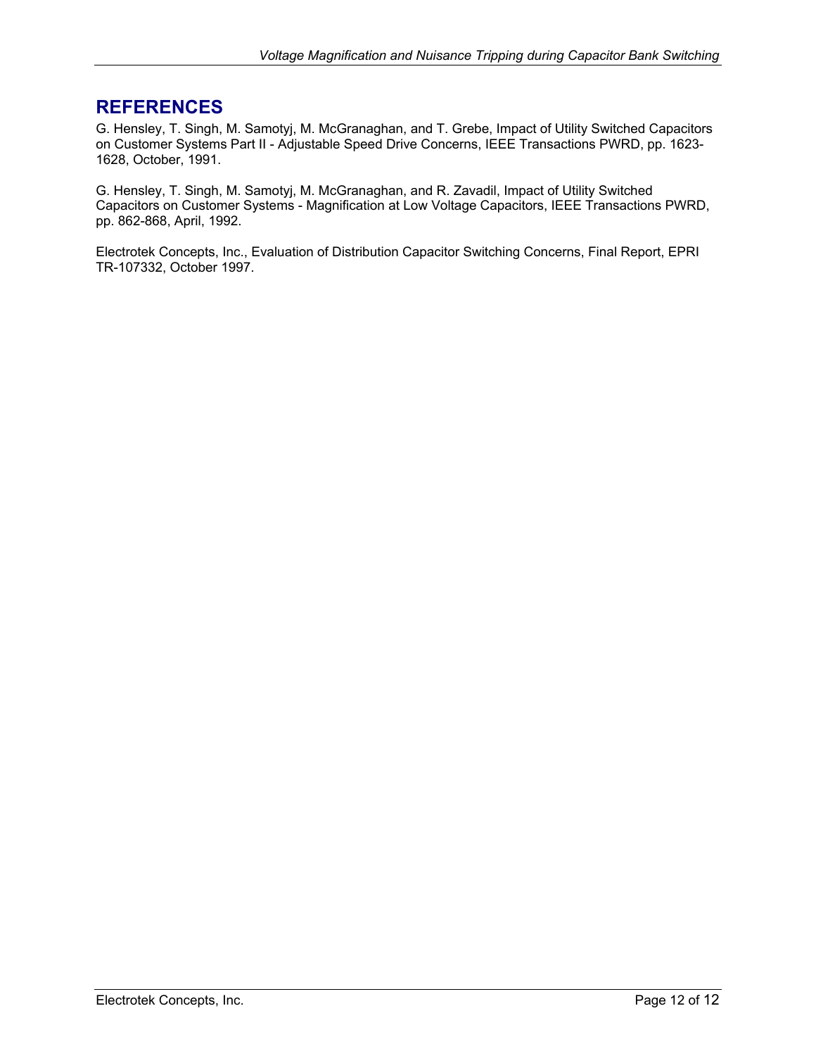## REFERENCES

G. Hensley, T. Singh, M. Samotyj, M. McGranaghan, and T. Grebe, Impact of Utility Switched Capacitors on Customer Systems Part II - Adjustable Speed Drive Concerns, IEEE Transactions PWRD, pp. 1623-1628, October, 1991.

G. Hensley, T. Singh, M. Samotyj, M. McGranaghan, and R. Zavadil, Impact of Utility Switched Capacitors on Customer Systems - Magnification at Low Voltage Capacitors, IEEE Transactions PWRD, pp. 862-868, April, 1992.

Electrotek Concepts, Inc., Evaluation of Distribution Capacitor Switching Concerns, Final Report, EPRI TR-107332, October 1997.